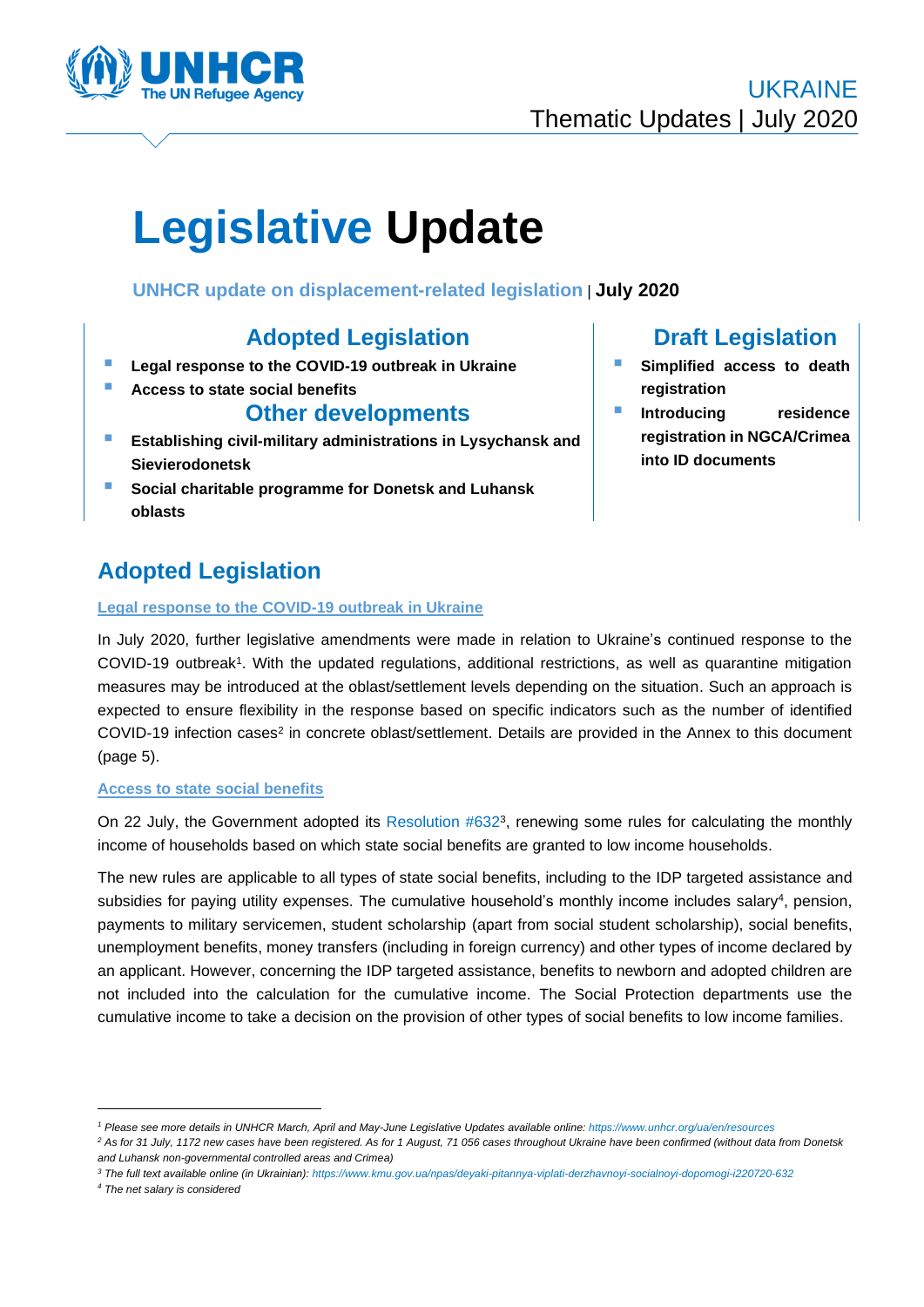UKRAINE
Thematic Updates | July 2020

# Legislative Update

**UNHCR update on displacement-related legislation** | **July 2020**

## Adopted Legislation

- **Legal response to the COVID-19 outbreak in Ukraine**
- **Access to state social benefits**

## Other developments

- **Establishing civil-military administrations in Lysychansk and Sievierodonetsk**
- **Social charitable programme for Donetsk and Luhansk oblasts**

## Draft Legislation

- **Simplified access to death registration**
- **Introducing residence registration in NGCA/Crimea into ID documents**

## Adopted Legislation

### Legal response to the COVID-19 outbreak in Ukraine

In July 2020, further legislative amendments were made in relation to Ukraine's continued response to the COVID-19 outbreak[1]. With the updated regulations, additional restrictions, as well as quarantine mitigation measures may be introduced at the oblast/settlement levels depending on the situation. Such an approach is expected to ensure flexibility in the response based on specific indicators such as the number of identified COVID-19 infection cases[2] in concrete oblast/settlement. Details are provided in the Annex to this document (page 5).

### Access to state social benefits

On 22 July, the Government adopted its Resolution #632[3], renewing some rules for calculating the monthly income of households based on which state social benefits are granted to low income households.

The new rules are applicable to all types of state social benefits, including to the IDP targeted assistance and subsidies for paying utility expenses. The cumulative household's monthly income includes salary[4], pension, payments to military servicemen, student scholarship (apart from social student scholarship), social benefits, unemployment benefits, money transfers (including in foreign currency) and other types of income declared by an applicant. However, concerning the IDP targeted assistance, benefits to newborn and adopted children are not included into the calculation for the cumulative income. The Social Protection departments use the cumulative income to take a decision on the provision of other types of social benefits to low income families.

---

*[1] Please see more details in UNHCR March, April and May-June Legislative Updates available online: https://www.unhcr.org/ua/en/resources*

*[2] As for 31 July, 1172 new cases have been registered. As for 1 August, 71 056 cases throughout Ukraine have been confirmed (without data from Donetsk and Luhansk non-governmental controlled areas and Crimea)*

*[3] The full text available online (in Ukrainian): https://www.kmu.gov.ua/npas/deyaki-pitannya-viplati-derzhavnoyi-socialnoyi-dopomogi-i220720-632*

*[4] The net salary is considered*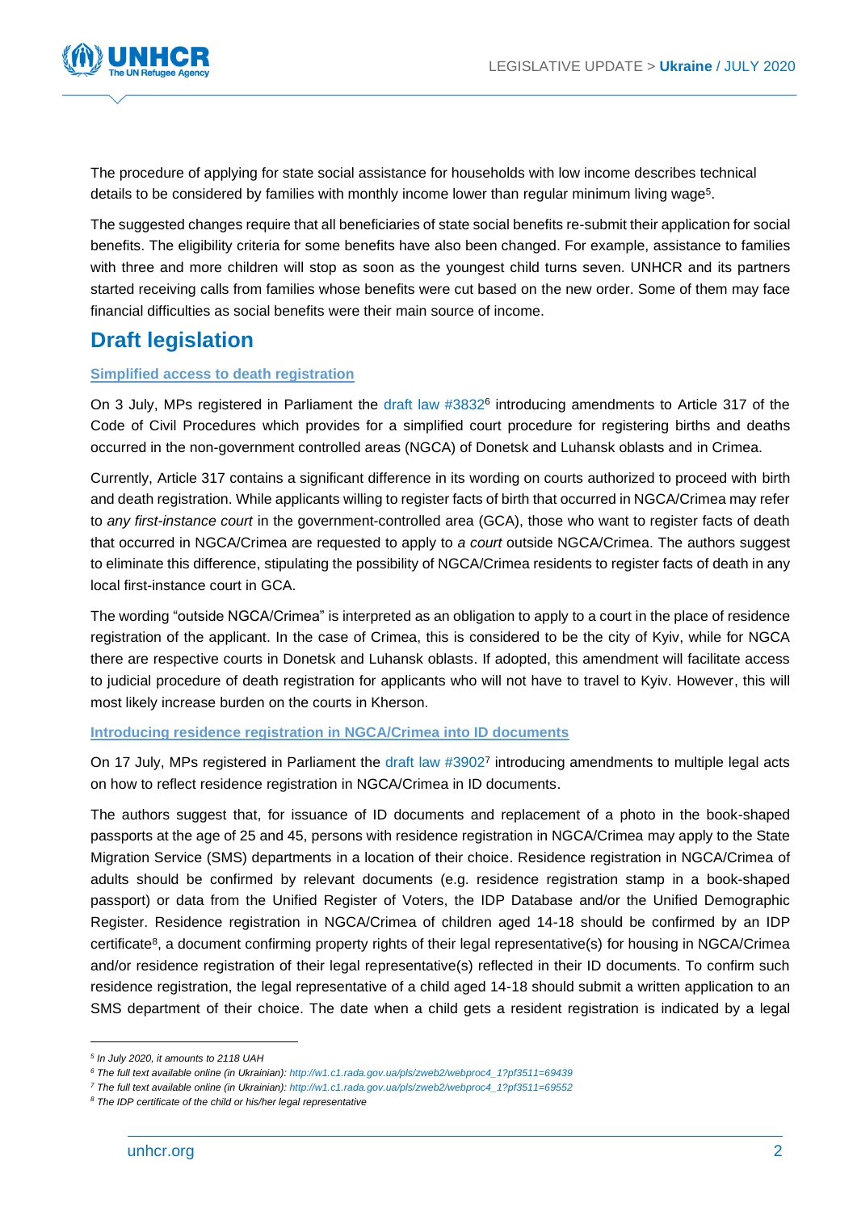The procedure of applying for state social assistance for households with low income describes technical details to be considered by families with monthly income lower than regular minimum living wage[5].

The suggested changes require that all beneficiaries of state social benefits re-submit their application for social benefits. The eligibility criteria for some benefits have also been changed. For example, assistance to families with three and more children will stop as soon as the youngest child turns seven. UNHCR and its partners started receiving calls from families whose benefits were cut based on the new order. Some of them may face financial difficulties as social benefits were their main source of income.

## Draft legislation

**Simplified access to death registration**

On 3 July, MPs registered in Parliament the draft law #3832[6] introducing amendments to Article 317 of the Code of Civil Procedures which provides for a simplified court procedure for registering births and deaths occurred in the non-government controlled areas (NGCA) of Donetsk and Luhansk oblasts and in Crimea.

Currently, Article 317 contains a significant difference in its wording on courts authorized to proceed with birth and death registration. While applicants willing to register facts of birth that occurred in NGCA/Crimea may refer to *any first-instance court* in the government-controlled area (GCA), those who want to register facts of death that occurred in NGCA/Crimea are requested to apply to *a court* outside NGCA/Crimea. The authors suggest to eliminate this difference, stipulating the possibility of NGCA/Crimea residents to register facts of death in any local first-instance court in GCA.

The wording "outside NGCA/Crimea" is interpreted as an obligation to apply to a court in the place of residence registration of the applicant. In the case of Crimea, this is considered to be the city of Kyiv, while for NGCA there are respective courts in Donetsk and Luhansk oblasts. If adopted, this amendment will facilitate access to judicial procedure of death registration for applicants who will not have to travel to Kyiv. However, this will most likely increase burden on the courts in Kherson.

**Introducing residence registration in NGCA/Crimea into ID documents**

On 17 July, MPs registered in Parliament the draft law #3902[7] introducing amendments to multiple legal acts on how to reflect residence registration in NGCA/Crimea in ID documents.

The authors suggest that, for issuance of ID documents and replacement of a photo in the book-shaped passports at the age of 25 and 45, persons with residence registration in NGCA/Crimea may apply to the State Migration Service (SMS) departments in a location of their choice. Residence registration in NGCA/Crimea of adults should be confirmed by relevant documents (e.g. residence registration stamp in a book-shaped passport) or data from the Unified Register of Voters, the IDP Database and/or the Unified Demographic Register. Residence registration in NGCA/Crimea of children aged 14-18 should be confirmed by an IDP certificate[8], a document confirming property rights of their legal representative(s) for housing in NGCA/Crimea and/or residence registration of their legal representative(s) reflected in their ID documents. To confirm such residence registration, the legal representative of a child aged 14-18 should submit a written application to an SMS department of their choice. The date when a child gets a resident registration is indicated by a legal

---

[5] *In July 2020, it amounts to 2118 UAH*

[6] *The full text available online (in Ukrainian): http://w1.c1.rada.gov.ua/pls/zweb2/webproc4_1?pf3511=69439*

[7] *The full text available online (in Ukrainian): http://w1.c1.rada.gov.ua/pls/zweb2/webproc4_1?pf3511=69552*

[8] *The IDP certificate of the child or his/her legal representative*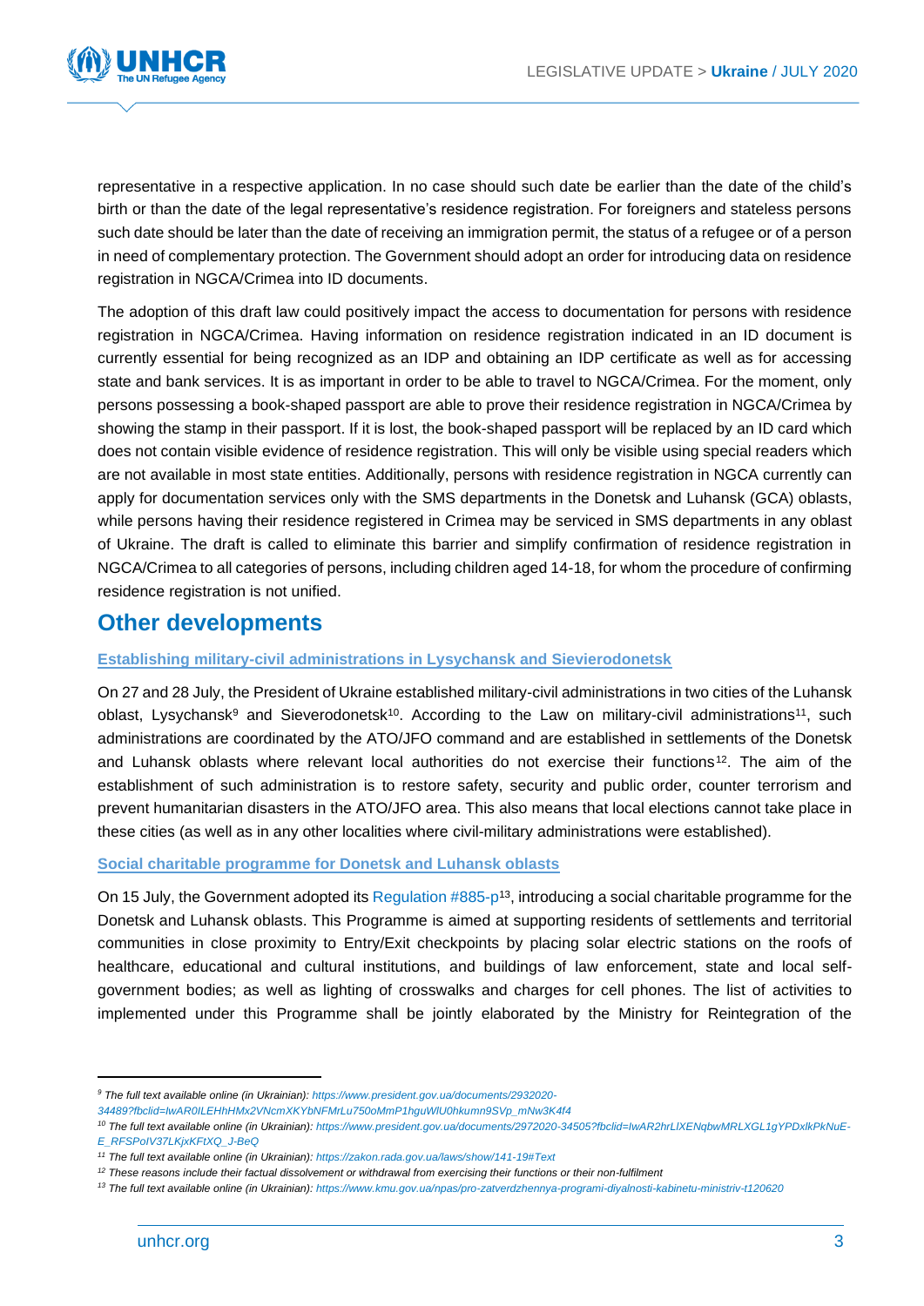representative in a respective application. In no case should such date be earlier than the date of the child's birth or than the date of the legal representative's residence registration. For foreigners and stateless persons such date should be later than the date of receiving an immigration permit, the status of a refugee or of a person in need of complementary protection. The Government should adopt an order for introducing data on residence registration in NGCA/Crimea into ID documents.

The adoption of this draft law could positively impact the access to documentation for persons with residence registration in NGCA/Crimea. Having information on residence registration indicated in an ID document is currently essential for being recognized as an IDP and obtaining an IDP certificate as well as for accessing state and bank services. It is as important in order to be able to travel to NGCA/Crimea. For the moment, only persons possessing a book-shaped passport are able to prove their residence registration in NGCA/Crimea by showing the stamp in their passport. If it is lost, the book-shaped passport will be replaced by an ID card which does not contain visible evidence of residence registration. This will only be visible using special readers which are not available in most state entities. Additionally, persons with residence registration in NGCA currently can apply for documentation services only with the SMS departments in the Donetsk and Luhansk (GCA) oblasts, while persons having their residence registered in Crimea may be serviced in SMS departments in any oblast of Ukraine. The draft is called to eliminate this barrier and simplify confirmation of residence registration in NGCA/Crimea to all categories of persons, including children aged 14-18, for whom the procedure of confirming residence registration is not unified.

## Other developments

### Establishing military-civil administrations in Lysychansk and Sievierodonetsk

On 27 and 28 July, the President of Ukraine established military-civil administrations in two cities of the Luhansk oblast, Lysychansk[9] and Sieverodonetsk[10]. According to the Law on military-civil administrations[11], such administrations are coordinated by the ATO/JFO command and are established in settlements of the Donetsk and Luhansk oblasts where relevant local authorities do not exercise their functions[12]. The aim of the establishment of such administration is to restore safety, security and public order, counter terrorism and prevent humanitarian disasters in the ATO/JFO area. This also means that local elections cannot take place in these cities (as well as in any other localities where civil-military administrations were established).

### Social charitable programme for Donetsk and Luhansk oblasts

On 15 July, the Government adopted its Regulation #885-p[13], introducing a social charitable programme for the Donetsk and Luhansk oblasts. This Programme is aimed at supporting residents of settlements and territorial communities in close proximity to Entry/Exit checkpoints by placing solar electric stations on the roofs of healthcare, educational and cultural institutions, and buildings of law enforcement, state and local self-government bodies; as well as lighting of crosswalks and charges for cell phones. The list of activities to implemented under this Programme shall be jointly elaborated by the Ministry for Reintegration of the

---

[9] *The full text available online (in Ukrainian): https://www.president.gov.ua/documents/2932020-34489?fbclid=IwAR0ILEHhHMx2VNcmXKYbNFMrLu750oMmP1hguWlU0hkumn9SVp_mNw3K4f4*

[10] *The full text available online (in Ukrainian): https://www.president.gov.ua/documents/2972020-34505?fbclid=IwAR2hrLIXENqbwMRLXGL1gYPDxlkPkNuE-E_RFSPoIV37LKjxKFtXQ_J-BeQ*

[11] *The full text available online (in Ukrainian): https://zakon.rada.gov.ua/laws/show/141-19#Text*

[12] *These reasons include their factual dissolvement or withdrawal from exercising their functions or their non-fulfilment*

[13] *The full text available online (in Ukrainian): https://www.kmu.gov.ua/npas/pro-zatverdzhennya-programi-diyalnosti-kabinetu-ministriv-t120620*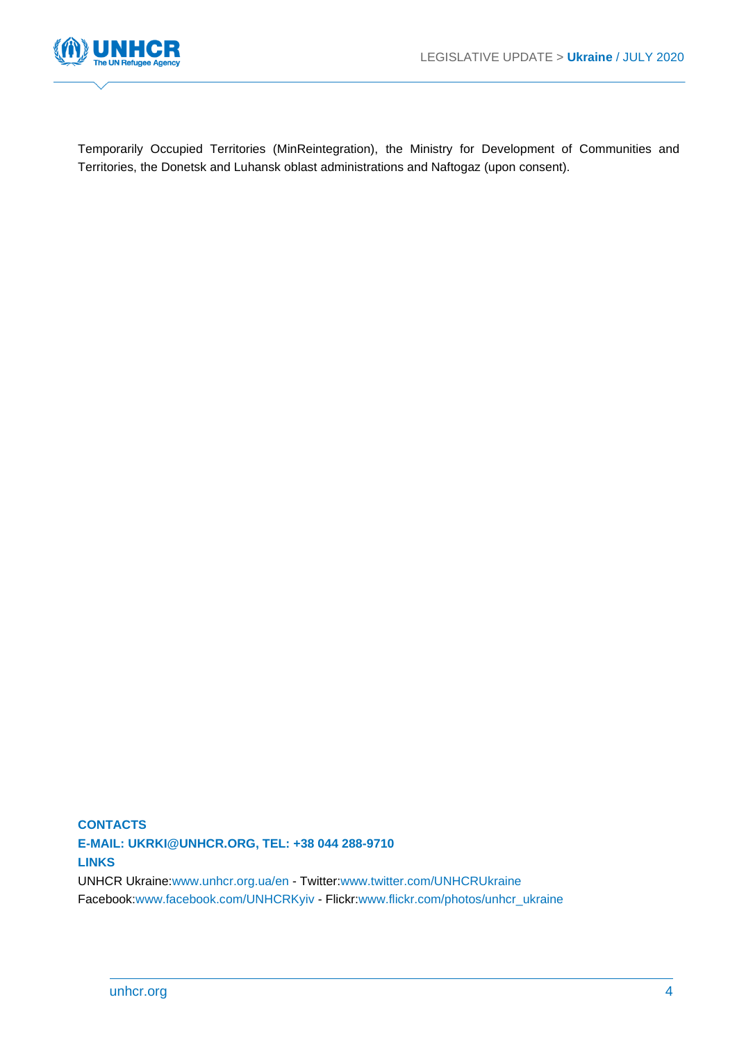Temporarily Occupied Territories (MinReintegration), the Ministry for Development of Communities and Territories, the Donetsk and Luhansk oblast administrations and Naftogaz (upon consent).

**CONTACTS**

**E-MAIL: UKRKI@UNHCR.ORG, TEL: +38 044 288-9710**

**LINKS**

UNHCR Ukraine:www.unhcr.org.ua/en - Twitter:www.twitter.com/UNHCRUkraine
Facebook:www.facebook.com/UNHCRKyiv - Flickr:www.flickr.com/photos/unhcr_ukraine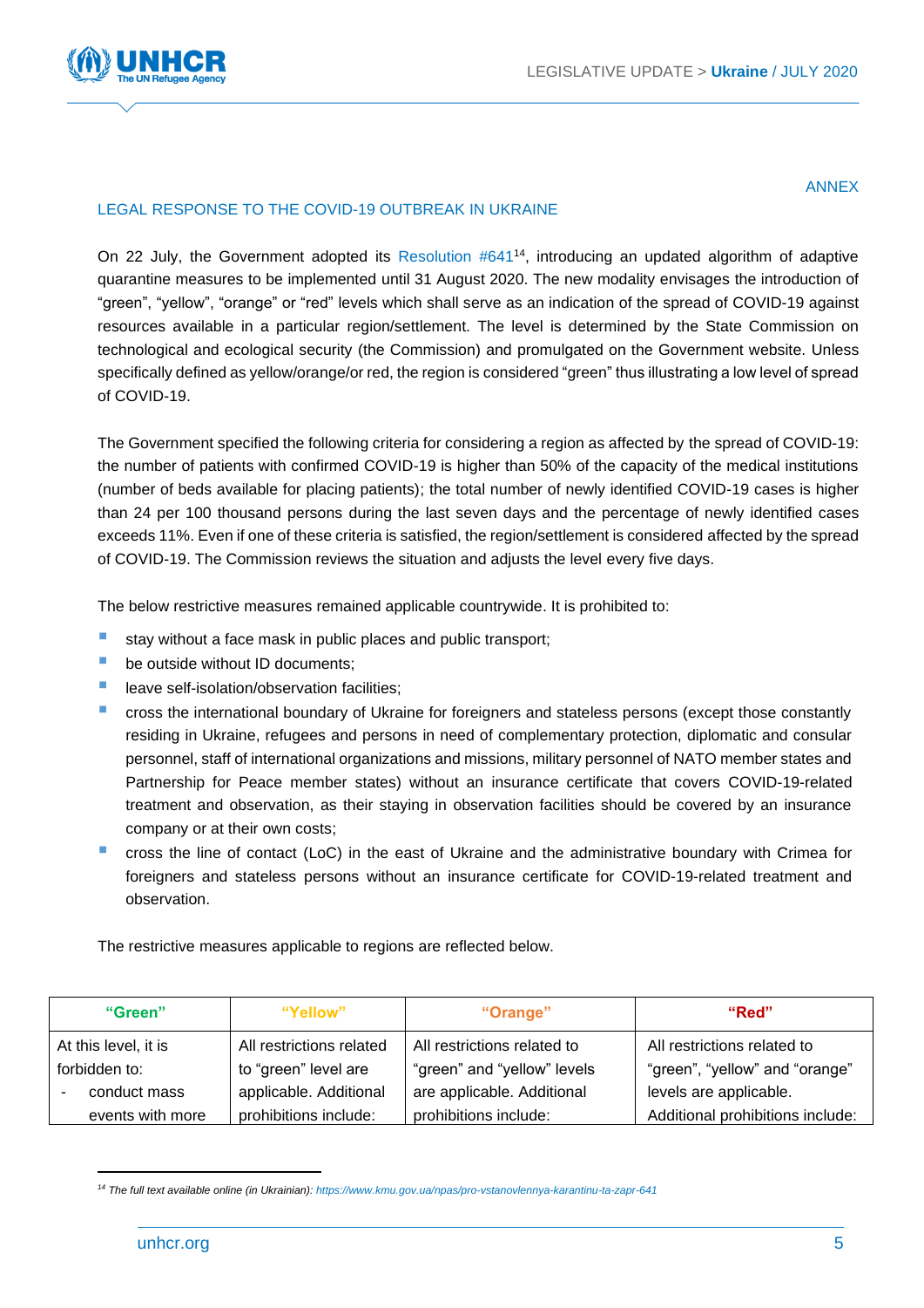ANNEX

## LEGAL RESPONSE TO THE COVID-19 OUTBREAK IN UKRAINE

On 22 July, the Government adopted its Resolution #641[14], introducing an updated algorithm of adaptive quarantine measures to be implemented until 31 August 2020. The new modality envisages the introduction of "green", "yellow", "orange" or "red" levels which shall serve as an indication of the spread of COVID-19 against resources available in a particular region/settlement. The level is determined by the State Commission on technological and ecological security (the Commission) and promulgated on the Government website. Unless specifically defined as yellow/orange/or red, the region is considered "green" thus illustrating a low level of spread of COVID-19.

The Government specified the following criteria for considering a region as affected by the spread of COVID-19: the number of patients with confirmed COVID-19 is higher than 50% of the capacity of the medical institutions (number of beds available for placing patients); the total number of newly identified COVID-19 cases is higher than 24 per 100 thousand persons during the last seven days and the percentage of newly identified cases exceeds 11%. Even if one of these criteria is satisfied, the region/settlement is considered affected by the spread of COVID-19. The Commission reviews the situation and adjusts the level every five days.

The below restrictive measures remained applicable countrywide. It is prohibited to:

- stay without a face mask in public places and public transport;
- be outside without ID documents;
- leave self-isolation/observation facilities;
- cross the international boundary of Ukraine for foreigners and stateless persons (except those constantly residing in Ukraine, refugees and persons in need of complementary protection, diplomatic and consular personnel, staff of international organizations and missions, military personnel of NATO member states and Partnership for Peace member states) without an insurance certificate that covers COVID-19-related treatment and observation, as their staying in observation facilities should be covered by an insurance company or at their own costs;
- cross the line of contact (LoC) in the east of Ukraine and the administrative boundary with Crimea for foreigners and stateless persons without an insurance certificate for COVID-19-related treatment and observation.

The restrictive measures applicable to regions are reflected below.

| "Green" | "Yellow" | "Orange" | "Red" |
|---|---|---|---|
| At this level, it is forbidden to:<br>- conduct mass events with more | All restrictions related to "green" level are applicable. Additional prohibitions include: | All restrictions related to "green" and "yellow" levels are applicable. Additional prohibitions include: | All restrictions related to "green", "yellow" and "orange" levels are applicable. Additional prohibitions include: |

[14] The full text available online (in Ukrainian): https://www.kmu.gov.ua/npas/pro-vstanovlennya-karantinu-ta-zapr-641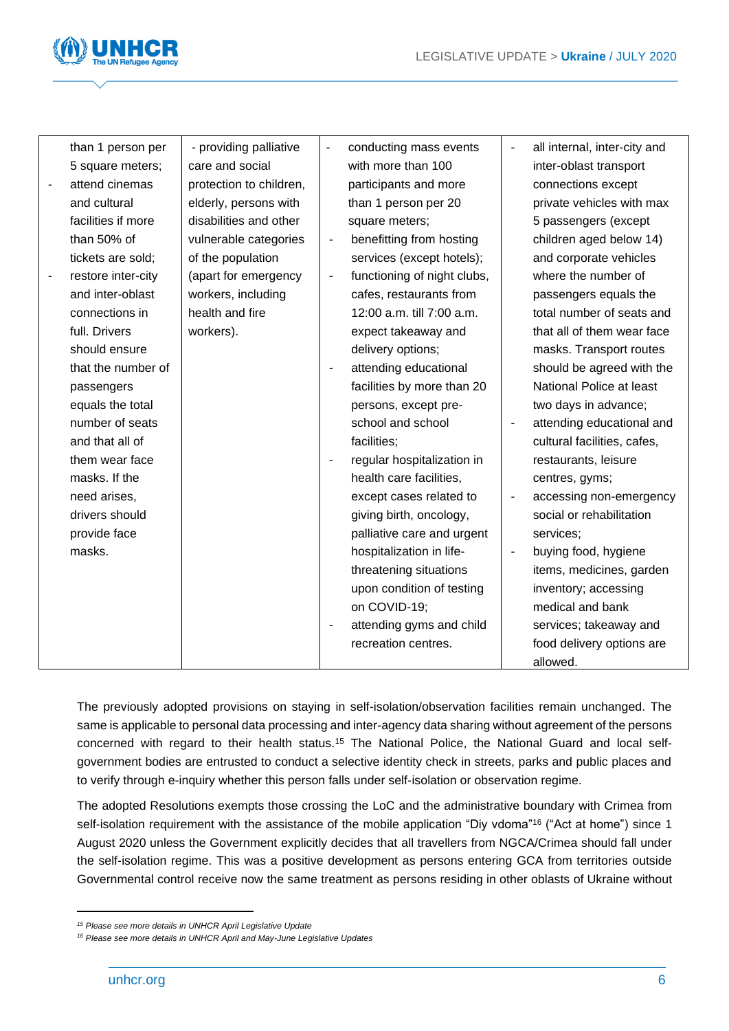| | | | |
|---|---|---|---|
| than 1 person per 5 square meters;<br>- attend cinemas and cultural facilities if more than 50% of tickets are sold;<br>- restore inter-city and inter-oblast connections in full. Drivers should ensure that the number of passengers equals the total number of seats and that all of them wear face masks. If the need arises, drivers should provide face masks. | - providing palliative care and social protection to children, elderly, persons with disabilities and other vulnerable categories of the population (apart for emergency workers, including health and fire workers). | - conducting mass events with more than 100 participants and more than 1 person per 20 square meters;<br>- benefitting from hosting services (except hotels);<br>- functioning of night clubs, cafes, restaurants from 12:00 a.m. till 7:00 a.m. expect takeaway and delivery options;<br>- attending educational facilities by more than 20 persons, except pre-school and school facilities;<br>- regular hospitalization in health care facilities, except cases related to giving birth, oncology, palliative care and urgent hospitalization in life-threatening situations upon condition of testing on COVID-19;<br>- attending gyms and child recreation centres. | - all internal, inter-city and inter-oblast transport connections except private vehicles with max 5 passengers (except children aged below 14) and corporate vehicles where the number of passengers equals the total number of seats and that all of them wear face masks. Transport routes should be agreed with the National Police at least two days in advance;<br>- attending educational and cultural facilities, cafes, restaurants, leisure centres, gyms;<br>- accessing non-emergency social or rehabilitation services;<br>- buying food, hygiene items, medicines, garden inventory; accessing medical and bank services; takeaway and food delivery options are allowed. |

The previously adopted provisions on staying in self-isolation/observation facilities remain unchanged. The same is applicable to personal data processing and inter-agency data sharing without agreement of the persons concerned with regard to their health status.[15] The National Police, the National Guard and local self-government bodies are entrusted to conduct a selective identity check in streets, parks and public places and to verify through e-inquiry whether this person falls under self-isolation or observation regime.

The adopted Resolutions exempts those crossing the LoC and the administrative boundary with Crimea from self-isolation requirement with the assistance of the mobile application "Diy vdoma"[16] ("Act at home") since 1 August 2020 unless the Government explicitly decides that all travellers from NGCA/Crimea should fall under the self-isolation regime. This was a positive development as persons entering GCA from territories outside Governmental control receive now the same treatment as persons residing in other oblasts of Ukraine without

---

*[15] Please see more details in UNHCR April Legislative Update*

*[16] Please see more details in UNHCR April and May-June Legislative Updates*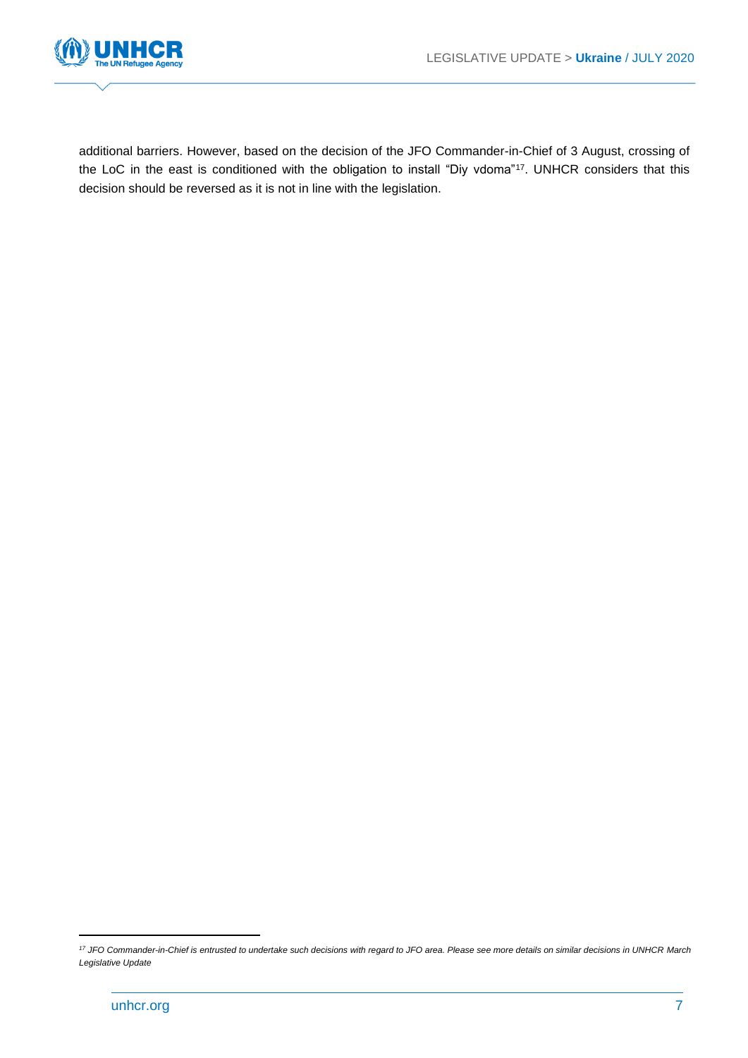additional barriers. However, based on the decision of the JFO Commander-in-Chief of 3 August, crossing of the LoC in the east is conditioned with the obligation to install "Diy vdoma"[17]. UNHCR considers that this decision should be reversed as it is not in line with the legislation.

[17] *JFO Commander-in-Chief is entrusted to undertake such decisions with regard to JFO area. Please see more details on similar decisions in UNHCR March Legislative Update*